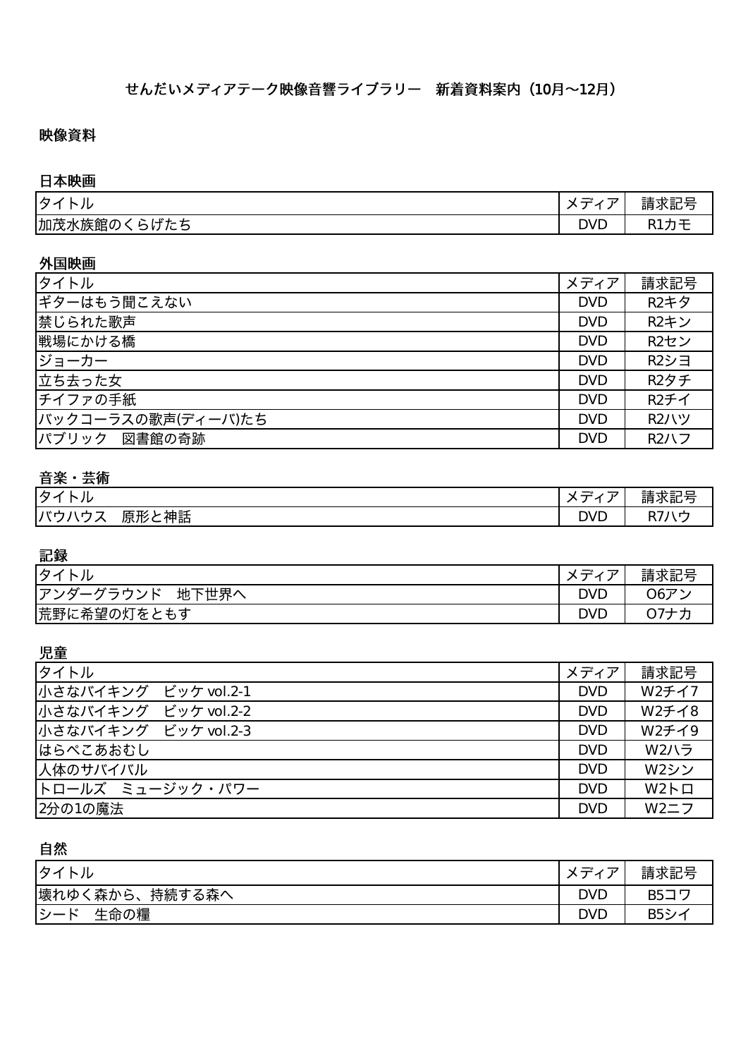# せんだいメディアテーク映像音響ライブラリー　新着資料案内（10月～12月）

## 映像資料

### 日本映画

| タイトル | メディア | 請求記号 |
|---|---|---|
| 加茂水族館のくらげたち | DVD | R1カモ |

### 外国映画

| タイトル | メディア | 請求記号 |
|---|---|---|
| ギターはもう聞こえない | DVD | R2キタ |
| 禁じられた歌声 | DVD | R2キン |
| 戦場にかける橋 | DVD | R2セン |
| ジョーカー | DVD | R2シヨ |
| 立ち去った女 | DVD | R2タチ |
| チイファの手紙 | DVD | R2チイ |
| バックコーラスの歌声(ディーバ)たち | DVD | R2ハツ |
| パブリック　図書館の奇跡 | DVD | R2ハフ |

### 音楽・芸術

| タイトル | メディア | 請求記号 |
|---|---|---|
| バウハウス　原形と神話 | DVD | R7ハウ |

### 記録

| タイトル | メディア | 請求記号 |
|---|---|---|
| アンダーグラウンド　地下世界へ | DVD | O6アン |
| 荒野に希望の灯をともす | DVD | O7ナカ |

### 児童

| タイトル | メディア | 請求記号 |
|---|---|---|
| 小さなバイキング　ビッケ vol.2-1 | DVD | W2チイ7 |
| 小さなバイキング　ビッケ vol.2-2 | DVD | W2チイ8 |
| 小さなバイキング　ビッケ vol.2-3 | DVD | W2チイ9 |
| はらぺこあおむし | DVD | W2ハラ |
| 人体のサバイバル | DVD | W2シン |
| トロールズ　ミュージック・パワー | DVD | W2トロ |
| 2分の1の魔法 | DVD | W2ニフ |

### 自然

| タイトル | メディア | 請求記号 |
|---|---|---|
| 壊れゆく森から、持続する森へ | DVD | B5コワ |
| シード　生命の糧 | DVD | B5シイ |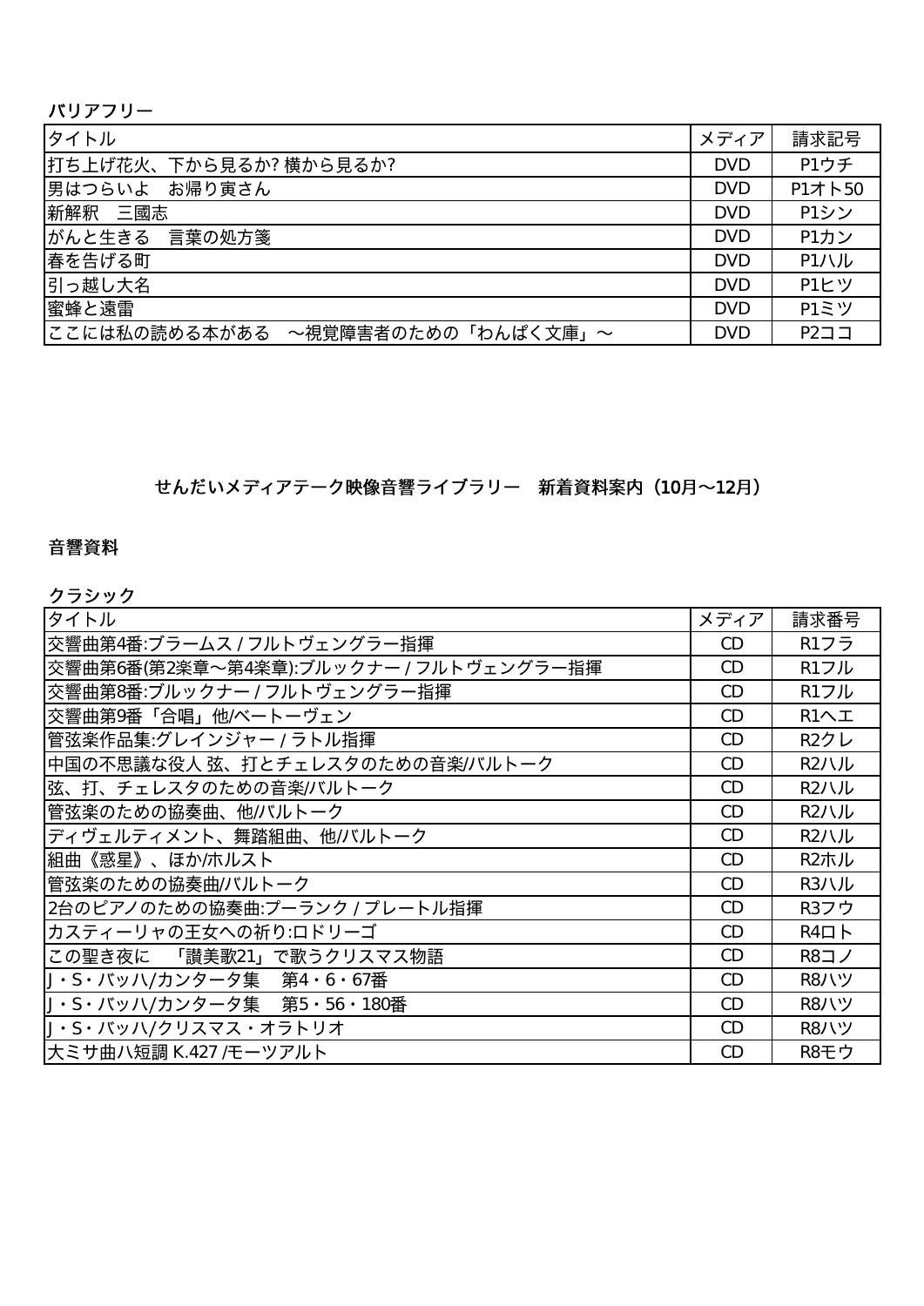**バリアフリー**

| タイトル | メディア | 請求記号 |
|---|---|---|
| 打ち上げ花火、下から見るか? 横から見るか? | DVD | P1ウチ |
| 男はつらいよ　お帰り寅さん | DVD | P1オト50 |
| 新解釈　三國志 | DVD | P1シン |
| がんと生きる　言葉の処方箋 | DVD | P1カン |
| 春を告げる町 | DVD | P1ハル |
| 引っ越し大名 | DVD | P1ヒツ |
| 蜜蜂と遠雷 | DVD | P1ミツ |
| ここには私の読める本がある　～視覚障害者のための「わんぱく文庫」～ | DVD | P2ココ |

## せんだいメディアテーク映像音響ライブラリー　新着資料案内（10月～12月）

### 音響資料

**クラシック**

| タイトル | メディア | 請求番号 |
|---|---|---|
| 交響曲第4番:ブラームス / フルトヴェングラー指揮 | CD | R1フラ |
| 交響曲第6番(第2楽章～第4楽章):ブルックナー / フルトヴェングラー指揮 | CD | R1フル |
| 交響曲第8番:ブルックナー / フルトヴェングラー指揮 | CD | R1フル |
| 交響曲第9番「合唱」他/ベートーヴェン | CD | R1ヘエ |
| 管弦楽作品集:グレインジャー / ラトル指揮 | CD | R2クレ |
| 中国の不思議な役人 弦、打とチェレスタのための音楽/バルトーク | CD | R2ハル |
| 弦、打、チェレスタのための音楽/バルトーク | CD | R2ハル |
| 管弦楽のための協奏曲、他/バルトーク | CD | R2ハル |
| ディヴェルティメント、舞踏組曲、他/バルトーク | CD | R2ハル |
| 組曲《惑星》、ほか/ホルスト | CD | R2ホル |
| 管弦楽のための協奏曲/バルトーク | CD | R3ハル |
| 2台のピアノのための協奏曲:プーランク / プレートル指揮 | CD | R3フウ |
| カスティーリャの王女への祈り:ロドリーゴ | CD | R4ロト |
| この聖き夜に　「讃美歌21」で歌うクリスマス物語 | CD | R8コノ |
| J・S・バッハ/カンタータ集　第4・6・67番 | CD | R8ハツ |
| J・S・バッハ/カンタータ集　第5・56・180番 | CD | R8ハツ |
| J・S・バッハ/クリスマス・オラトリオ | CD | R8ハツ |
| 大ミサ曲ハ短調 K.427 /モーツアルト | CD | R8モウ |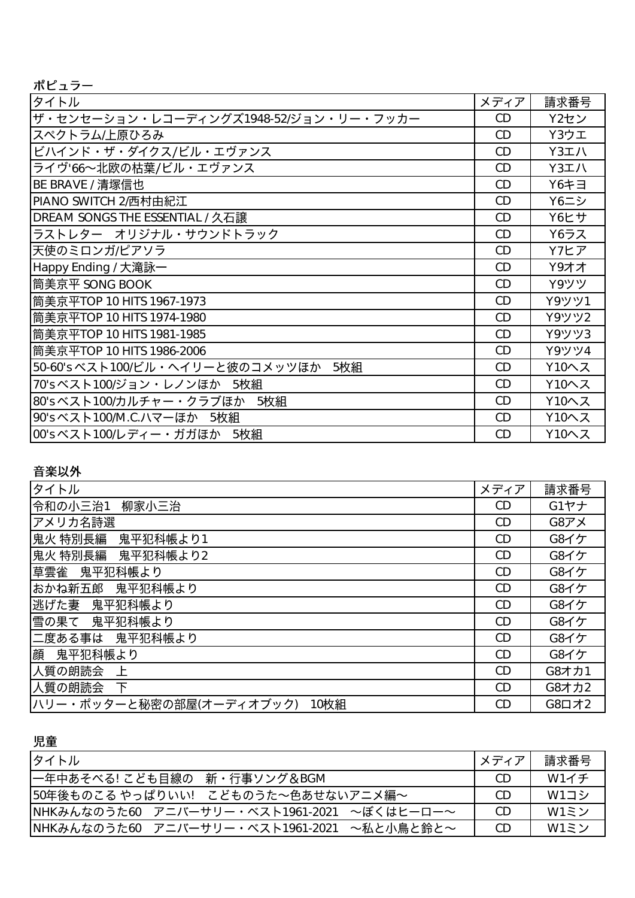ポピュラー

| タイトル | メディア | 請求番号 |
| --- | --- | --- |
| ザ・センセーション・レコーディングズ1948-52/ジョン・リー・フッカー | CD | Y2セン |
| スペクトラム/上原ひろみ | CD | Y3ウエ |
| ビハインド・ザ・ダイクス/ビル・エヴァンス | CD | Y3エハ |
| ライヴ'66～北欧の枯葉/ビル・エヴァンス | CD | Y3エハ |
| BE BRAVE / 清塚信也 | CD | Y6キヨ |
| PIANO SWITCH 2/西村由紀江 | CD | Y6ニシ |
| DREAM SONGS THE ESSENTIAL / 久石譲 | CD | Y6ヒサ |
| ラストレター　オリジナル・サウンドトラック | CD | Y6ラス |
| 天使のミロンガ/ピアソラ | CD | Y7ヒア |
| Happy Ending / 大滝詠一 | CD | Y9オオ |
| 筒美京平 SONG BOOK | CD | Y9ツツ |
| 筒美京平TOP 10 HITS 1967-1973 | CD | Y9ツツ1 |
| 筒美京平TOP 10 HITS 1974-1980 | CD | Y9ツツ2 |
| 筒美京平TOP 10 HITS 1981-1985 | CD | Y9ツツ3 |
| 筒美京平TOP 10 HITS 1986-2006 | CD | Y9ツツ4 |
| 50-60'sベスト100/ビル・ヘイリーと彼のコメッツほか　5枚組 | CD | Y10ヘス |
| 70'sベスト100/ジョン・レノンほか　5枚組 | CD | Y10ヘス |
| 80'sベスト100/カルチャー・クラブほか　5枚組 | CD | Y10ヘス |
| 90'sベスト100/M.C.ハマーほか　5枚組 | CD | Y10ヘス |
| 00'sベスト100/レディー・ガガほか　5枚組 | CD | Y10ヘス |

音楽以外

| タイトル | メディア | 請求番号 |
| --- | --- | --- |
| 令和の小三治1　柳家小三治 | CD | G1ヤナ |
| アメリカ名詩選 | CD | G8アメ |
| 鬼火 特別長編　鬼平犯科帳より1 | CD | G8イケ |
| 鬼火 特別長編　鬼平犯科帳より2 | CD | G8イケ |
| 草雲雀　鬼平犯科帳より | CD | G8イケ |
| おかね新五郎　鬼平犯科帳より | CD | G8イケ |
| 逃げた妻　鬼平犯科帳より | CD | G8イケ |
| 雪の果て　鬼平犯科帳より | CD | G8イケ |
| 二度ある事は　鬼平犯科帳より | CD | G8イケ |
| 顔　鬼平犯科帳より | CD | G8イケ |
| 人質の朗読会　上 | CD | G8オカ1 |
| 人質の朗読会　下 | CD | G8オカ2 |
| ハリー・ポッターと秘密の部屋(オーディオブック)　10枚組 | CD | G8ロオ2 |

児童

| タイトル | メディア | 請求番号 |
| --- | --- | --- |
| 一年中あそべる! こども目線の　新・行事ソング&BGM | CD | W1イチ |
| 50年後ものこる やっぱりいい!　こどものうた～色あせないアニメ編～ | CD | W1コシ |
| NHKみんなのうた60　アニバーサリー・ベスト1961-2021　～ぼくはヒーロー～ | CD | W1ミン |
| NHKみんなのうた60　アニバーサリー・ベスト1961-2021　～私と小鳥と鈴と～ | CD | W1ミン |